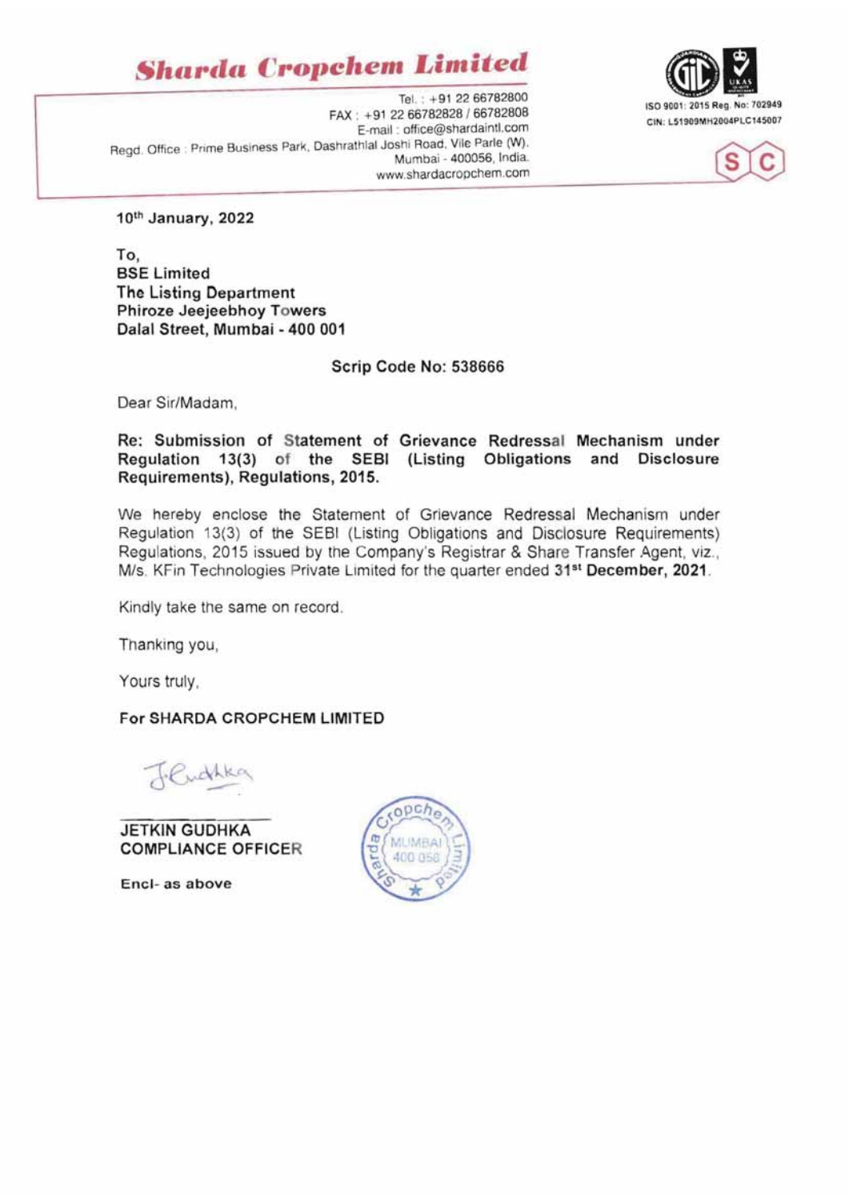# Sharda Cropchem Limited

Tel. : +91 22 66782800
FAX : +91 22 66782828 / 66782808
E-mail : office@shardaintl.com
Regd. Office : Prime Business Park, Dashrathlal Joshi Road, Vile Parle (W), Mumbai - 400056, India.
www.shardacropchem.com

ISO 9001: 2015 Reg. No: 702949
CIN: L51909MH2004PLC145007

**10th January, 2022**

**To,**
**BSE Limited**
**The Listing Department**
**Phiroze Jeejeebhoy Towers**
**Dalal Street, Mumbai - 400 001**

**Scrip Code No: 538666**

Dear Sir/Madam,

**Re: Submission of Statement of Grievance Redressal Mechanism under Regulation 13(3) of the SEBI (Listing Obligations and Disclosure Requirements), Regulations, 2015.**

We hereby enclose the Statement of Grievance Redressal Mechanism under Regulation 13(3) of the SEBI (Listing Obligations and Disclosure Requirements) Regulations, 2015 issued by the Company's Registrar & Share Transfer Agent, viz., M/s. KFin Technologies Private Limited for the quarter ended **31st December, 2021**.

Kindly take the same on record.

Thanking you,

Yours truly,

**For SHARDA CROPCHEM LIMITED**

**JETKIN GUDHKA**
**COMPLIANCE OFFICER**

**Encl- as above**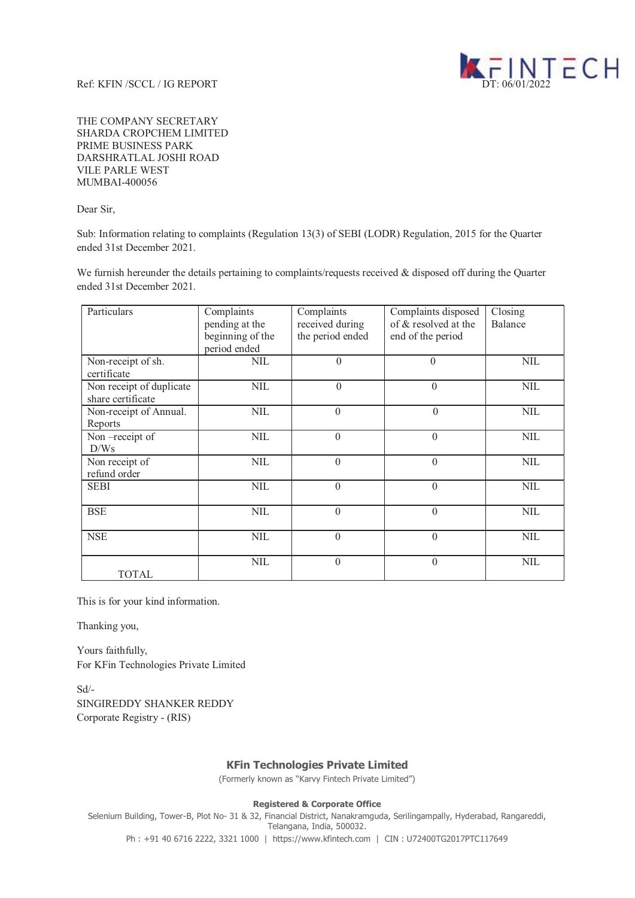Ref: KFIN /SCCL / IG REPORT

DT: 06/01/2022

THE COMPANY SECRETARY
SHARDA CROPCHEM LIMITED
PRIME BUSINESS PARK
DARSHRATLAL JOSHI ROAD
VILE PARLE WEST
MUMBAI-400056

Dear Sir,

Sub: Information relating to complaints (Regulation 13(3) of SEBI (LODR) Regulation, 2015 for the Quarter ended 31st December 2021.

We furnish hereunder the details pertaining to complaints/requests received & disposed off during the Quarter ended 31st December 2021.

| Particulars | Complaints pending at the beginning of the period ended | Complaints received during the period ended | Complaints disposed of & resolved at the end of the period | Closing Balance |
|---|---|---|---|---|
| Non-receipt of sh. certificate | NIL | 0 | 0 | NIL |
| Non receipt of duplicate share certificate | NIL | 0 | 0 | NIL |
| Non-receipt of Annual. Reports | NIL | 0 | 0 | NIL |
| Non –receipt of D/Ws | NIL | 0 | 0 | NIL |
| Non receipt of refund order | NIL | 0 | 0 | NIL |
| SEBI | NIL | 0 | 0 | NIL |
| BSE | NIL | 0 | 0 | NIL |
| NSE | NIL | 0 | 0 | NIL |
| TOTAL | NIL | 0 | 0 | NIL |

This is for your kind information.

Thanking you,

Yours faithfully,
For KFin Technologies Private Limited

Sd/-
SINGIREDDY SHANKER REDDY
Corporate Registry - (RIS)

**KFin Technologies Private Limited**
(Formerly known as "Karvy Fintech Private Limited")

**Registered & Corporate Office**
Selenium Building, Tower-B, Plot No- 31 & 32, Financial District, Nanakramguda, Serilingampally, Hyderabad, Rangareddi, Telangana, India, 500032.
Ph : +91 40 6716 2222, 3321 1000 | https://www.kfintech.com | CIN : U72400TG2017PTC117649